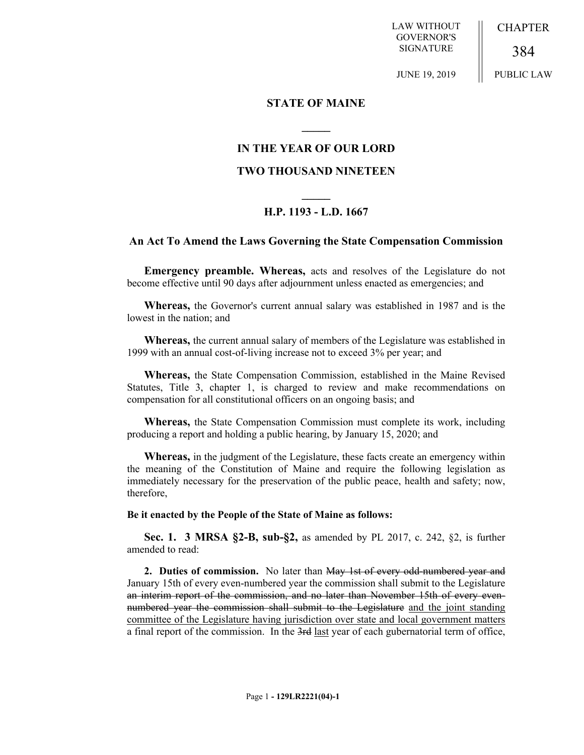LAW WITHOUT GOVERNOR'S SIGNATURE

JUNE 19, 2019

CHAPTER 384

PUBLIC LAW

## STATE OF MAINE

## IN THE YEAR OF OUR LORD

## TWO THOUSAND NINETEEN

## H.P. 1193 - L.D. 1667

### An Act To Amend the Laws Governing the State Compensation Commission

**Emergency preamble. Whereas,** acts and resolves of the Legislature do not become effective until 90 days after adjournment unless enacted as emergencies; and

**Whereas,** the Governor's current annual salary was established in 1987 and is the lowest in the nation; and

**Whereas,** the current annual salary of members of the Legislature was established in 1999 with an annual cost-of-living increase not to exceed 3% per year; and

**Whereas,** the State Compensation Commission, established in the Maine Revised Statutes, Title 3, chapter 1, is charged to review and make recommendations on compensation for all constitutional officers on an ongoing basis; and

**Whereas,** the State Compensation Commission must complete its work, including producing a report and holding a public hearing, by January 15, 2020; and

**Whereas,** in the judgment of the Legislature, these facts create an emergency within the meaning of the Constitution of Maine and require the following legislation as immediately necessary for the preservation of the public peace, health and safety; now, therefore,

**Be it enacted by the People of the State of Maine as follows:**

**Sec. 1. 3 MRSA §2-B, sub-§2,** as amended by PL 2017, c. 242, §2, is further amended to read:

**2. Duties of commission.** No later than ~~May 1st of every odd-numbered year and~~ January 15th of every even-numbered year the commission shall submit to the Legislature ~~an interim report of the commission, and no later than November 15th of every even-numbered year the commission shall submit to the Legislature~~ <u>and the joint standing committee of the Legislature having jurisdiction over state and local government matters</u> a final report of the commission. In the ~~3rd~~ <u>last</u> year of each gubernatorial term of office,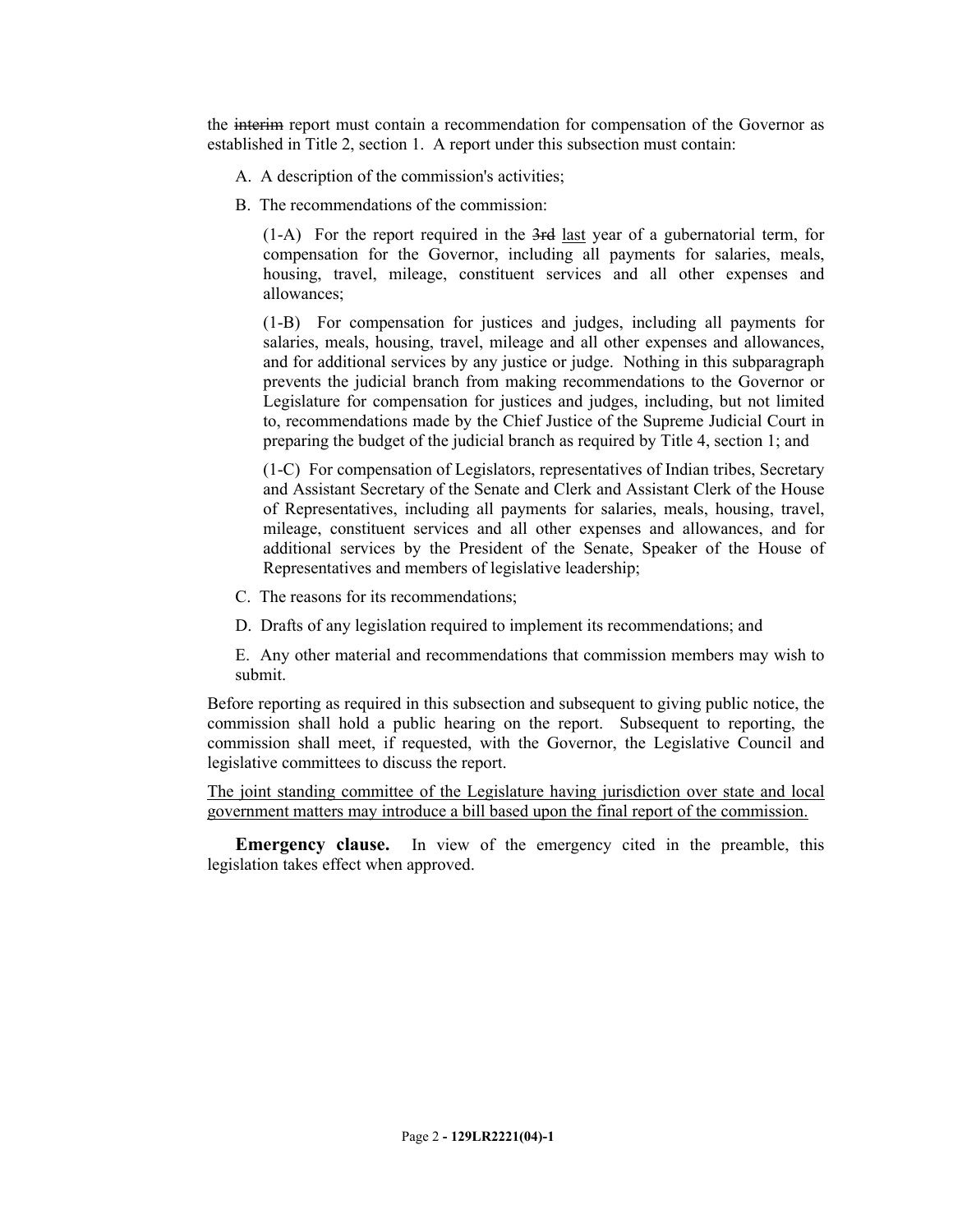the ~~interim~~ report must contain a recommendation for compensation of the Governor as established in Title 2, section 1. A report under this subsection must contain:

A. A description of the commission's activities;

B. The recommendations of the commission:

(1-A) For the report required in the ~~3rd~~ <u>last</u> year of a gubernatorial term, for compensation for the Governor, including all payments for salaries, meals, housing, travel, mileage, constituent services and all other expenses and allowances;

(1-B) For compensation for justices and judges, including all payments for salaries, meals, housing, travel, mileage and all other expenses and allowances, and for additional services by any justice or judge. Nothing in this subparagraph prevents the judicial branch from making recommendations to the Governor or Legislature for compensation for justices and judges, including, but not limited to, recommendations made by the Chief Justice of the Supreme Judicial Court in preparing the budget of the judicial branch as required by Title 4, section 1; and

(1-C) For compensation of Legislators, representatives of Indian tribes, Secretary and Assistant Secretary of the Senate and Clerk and Assistant Clerk of the House of Representatives, including all payments for salaries, meals, housing, travel, mileage, constituent services and all other expenses and allowances, and for additional services by the President of the Senate, Speaker of the House of Representatives and members of legislative leadership;

C. The reasons for its recommendations;

D. Drafts of any legislation required to implement its recommendations; and

E. Any other material and recommendations that commission members may wish to submit.

Before reporting as required in this subsection and subsequent to giving public notice, the commission shall hold a public hearing on the report. Subsequent to reporting, the commission shall meet, if requested, with the Governor, the Legislative Council and legislative committees to discuss the report.

<u>The joint standing committee of the Legislature having jurisdiction over state and local government matters may introduce a bill based upon the final report of the commission.</u>

**Emergency clause.** In view of the emergency cited in the preamble, this legislation takes effect when approved.